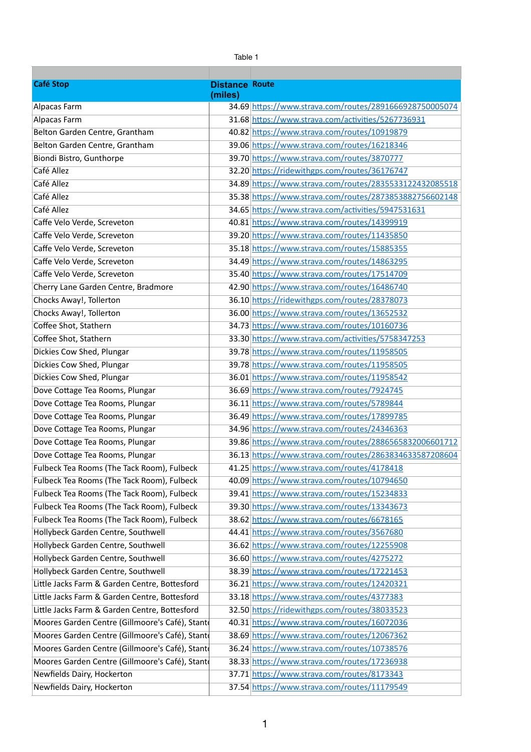Table 1

| Café Stop | Distance (miles) | Route |
|---|---|---|
| Alpacas Farm | 34.69 | https://www.strava.com/routes/2891666928750005074 |
| Alpacas Farm | 31.68 | https://www.strava.com/activities/5267736931 |
| Belton Garden Centre, Grantham | 40.82 | https://www.strava.com/routes/10919879 |
| Belton Garden Centre, Grantham | 39.06 | https://www.strava.com/routes/16218346 |
| Biondi Bistro, Gunthorpe | 39.70 | https://www.strava.com/routes/3870777 |
| Café Allez | 32.20 | https://ridewithgps.com/routes/36176747 |
| Café Allez | 34.89 | https://www.strava.com/routes/2835533122432085518 |
| Café Allez | 35.38 | https://www.strava.com/routes/2873853882756602148 |
| Café Allez | 34.65 | https://www.strava.com/activities/5947531631 |
| Caffe Velo Verde, Screveton | 40.81 | https://www.strava.com/routes/14399919 |
| Caffe Velo Verde, Screveton | 39.20 | https://www.strava.com/routes/11435850 |
| Caffe Velo Verde, Screveton | 35.18 | https://www.strava.com/routes/15885355 |
| Caffe Velo Verde, Screveton | 34.49 | https://www.strava.com/routes/14863295 |
| Caffe Velo Verde, Screveton | 35.40 | https://www.strava.com/routes/17514709 |
| Cherry Lane Garden Centre, Bradmore | 42.90 | https://www.strava.com/routes/16486740 |
| Chocks Away!, Tollerton | 36.10 | https://ridewithgps.com/routes/28378073 |
| Chocks Away!, Tollerton | 36.00 | https://www.strava.com/routes/13652532 |
| Coffee Shot, Stathern | 34.73 | https://www.strava.com/routes/10160736 |
| Coffee Shot, Stathern | 33.30 | https://www.strava.com/activities/5758347253 |
| Dickies Cow Shed, Plungar | 39.78 | https://www.strava.com/routes/11958505 |
| Dickies Cow Shed, Plungar | 39.78 | https://www.strava.com/routes/11958505 |
| Dickies Cow Shed, Plungar | 36.01 | https://www.strava.com/routes/11958542 |
| Dove Cottage Tea Rooms, Plungar | 36.69 | https://www.strava.com/routes/7924745 |
| Dove Cottage Tea Rooms, Plungar | 36.11 | https://www.strava.com/routes/5789844 |
| Dove Cottage Tea Rooms, Plungar | 36.49 | https://www.strava.com/routes/17899785 |
| Dove Cottage Tea Rooms, Plungar | 34.96 | https://www.strava.com/routes/24346363 |
| Dove Cottage Tea Rooms, Plungar | 39.86 | https://www.strava.com/routes/2886565832006601712 |
| Dove Cottage Tea Rooms, Plungar | 36.13 | https://www.strava.com/routes/2863834633587208604 |
| Fulbeck Tea Rooms (The Tack Room), Fulbeck | 41.25 | https://www.strava.com/routes/4178418 |
| Fulbeck Tea Rooms (The Tack Room), Fulbeck | 40.09 | https://www.strava.com/routes/10794650 |
| Fulbeck Tea Rooms (The Tack Room), Fulbeck | 39.41 | https://www.strava.com/routes/15234833 |
| Fulbeck Tea Rooms (The Tack Room), Fulbeck | 39.30 | https://www.strava.com/routes/13343673 |
| Fulbeck Tea Rooms (The Tack Room), Fulbeck | 38.62 | https://www.strava.com/routes/6678165 |
| Hollybeck Garden Centre, Southwell | 44.41 | https://www.strava.com/routes/3567680 |
| Hollybeck Garden Centre, Southwell | 36.62 | https://www.strava.com/routes/12255908 |
| Hollybeck Garden Centre, Southwell | 36.60 | https://www.strava.com/routes/4275272 |
| Hollybeck Garden Centre, Southwell | 38.39 | https://www.strava.com/routes/17221453 |
| Little Jacks Farm & Garden Centre, Bottesford | 36.21 | https://www.strava.com/routes/12420321 |
| Little Jacks Farm & Garden Centre, Bottesford | 33.18 | https://www.strava.com/routes/4377383 |
| Little Jacks Farm & Garden Centre, Bottesford | 32.50 | https://ridewithgps.com/routes/38033523 |
| Moores Garden Centre (Gillmoore's Café), Stant | 40.31 | https://www.strava.com/routes/16072036 |
| Moores Garden Centre (Gillmoore's Café), Stant | 38.69 | https://www.strava.com/routes/12067362 |
| Moores Garden Centre (Gillmoore's Café), Stant | 36.24 | https://www.strava.com/routes/10738576 |
| Moores Garden Centre (Gillmoore's Café), Stant | 38.33 | https://www.strava.com/routes/17236938 |
| Newfields Dairy, Hockerton | 37.71 | https://www.strava.com/routes/8173343 |
| Newfields Dairy, Hockerton | 37.54 | https://www.strava.com/routes/11179549 |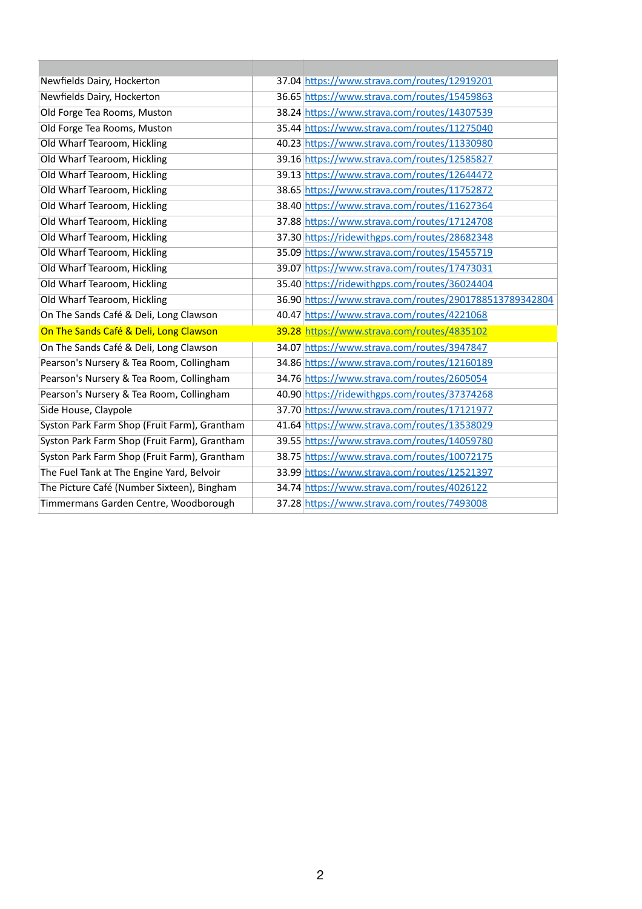| | | |
|---|---|---|
| Newfields Dairy, Hockerton | 37.04 | https://www.strava.com/routes/12919201 |
| Newfields Dairy, Hockerton | 36.65 | https://www.strava.com/routes/15459863 |
| Old Forge Tea Rooms, Muston | 38.24 | https://www.strava.com/routes/14307539 |
| Old Forge Tea Rooms, Muston | 35.44 | https://www.strava.com/routes/11275040 |
| Old Wharf Tearoom, Hickling | 40.23 | https://www.strava.com/routes/11330980 |
| Old Wharf Tearoom, Hickling | 39.16 | https://www.strava.com/routes/12585827 |
| Old Wharf Tearoom, Hickling | 39.13 | https://www.strava.com/routes/12644472 |
| Old Wharf Tearoom, Hickling | 38.65 | https://www.strava.com/routes/11752872 |
| Old Wharf Tearoom, Hickling | 38.40 | https://www.strava.com/routes/11627364 |
| Old Wharf Tearoom, Hickling | 37.88 | https://www.strava.com/routes/17124708 |
| Old Wharf Tearoom, Hickling | 37.30 | https://ridewithgps.com/routes/28682348 |
| Old Wharf Tearoom, Hickling | 35.09 | https://www.strava.com/routes/15455719 |
| Old Wharf Tearoom, Hickling | 39.07 | https://www.strava.com/routes/17473031 |
| Old Wharf Tearoom, Hickling | 35.40 | https://ridewithgps.com/routes/36024404 |
| Old Wharf Tearoom, Hickling | 36.90 | https://www.strava.com/routes/2901788513789342804 |
| On The Sands Café & Deli, Long Clawson | 40.47 | https://www.strava.com/routes/4221068 |
| On The Sands Café & Deli, Long Clawson | 39.28 | https://www.strava.com/routes/4835102 |
| On The Sands Café & Deli, Long Clawson | 34.07 | https://www.strava.com/routes/3947847 |
| Pearson's Nursery & Tea Room, Collingham | 34.86 | https://www.strava.com/routes/12160189 |
| Pearson's Nursery & Tea Room, Collingham | 34.76 | https://www.strava.com/routes/2605054 |
| Pearson's Nursery & Tea Room, Collingham | 40.90 | https://ridewithgps.com/routes/37374268 |
| Side House, Claypole | 37.70 | https://www.strava.com/routes/17121977 |
| Syston Park Farm Shop (Fruit Farm), Grantham | 41.64 | https://www.strava.com/routes/13538029 |
| Syston Park Farm Shop (Fruit Farm), Grantham | 39.55 | https://www.strava.com/routes/14059780 |
| Syston Park Farm Shop (Fruit Farm), Grantham | 38.75 | https://www.strava.com/routes/10072175 |
| The Fuel Tank at The Engine Yard, Belvoir | 33.99 | https://www.strava.com/routes/12521397 |
| The Picture Café (Number Sixteen), Bingham | 34.74 | https://www.strava.com/routes/4026122 |
| Timmermans Garden Centre, Woodborough | 37.28 | https://www.strava.com/routes/7493008 |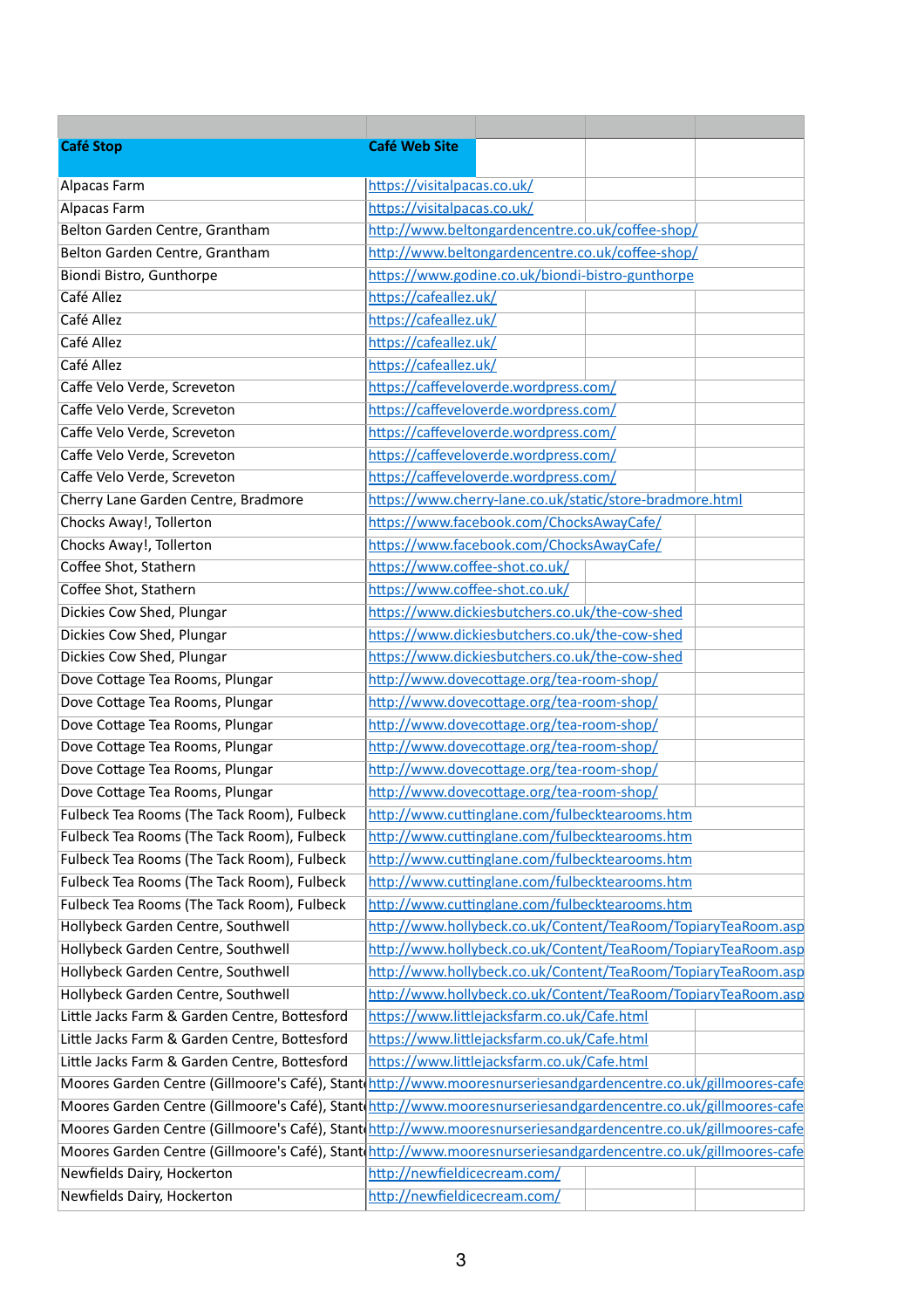| Café Stop | Café Web Site | | |
|---|---|---|---|
| Alpacas Farm | https://visitalpacas.co.uk/ | | |
| Alpacas Farm | https://visitalpacas.co.uk/ | | |
| Belton Garden Centre, Grantham | http://www.beltongardencentre.co.uk/coffee-shop/ | | |
| Belton Garden Centre, Grantham | http://www.beltongardencentre.co.uk/coffee-shop/ | | |
| Biondi Bistro, Gunthorpe | https://www.godine.co.uk/biondi-bistro-gunthorpe | | |
| Café Allez | https://cafeallez.uk/ | | |
| Café Allez | https://cafeallez.uk/ | | |
| Café Allez | https://cafeallez.uk/ | | |
| Café Allez | https://cafeallez.uk/ | | |
| Caffe Velo Verde, Screveton | https://caffeveloverde.wordpress.com/ | | |
| Caffe Velo Verde, Screveton | https://caffeveloverde.wordpress.com/ | | |
| Caffe Velo Verde, Screveton | https://caffeveloverde.wordpress.com/ | | |
| Caffe Velo Verde, Screveton | https://caffeveloverde.wordpress.com/ | | |
| Caffe Velo Verde, Screveton | https://caffeveloverde.wordpress.com/ | | |
| Cherry Lane Garden Centre, Bradmore | https://www.cherry-lane.co.uk/static/store-bradmore.html | | |
| Chocks Away!, Tollerton | https://www.facebook.com/ChocksAwayCafe/ | | |
| Chocks Away!, Tollerton | https://www.facebook.com/ChocksAwayCafe/ | | |
| Coffee Shot, Stathern | https://www.coffee-shot.co.uk/ | | |
| Coffee Shot, Stathern | https://www.coffee-shot.co.uk/ | | |
| Dickies Cow Shed, Plungar | https://www.dickiesbutchers.co.uk/the-cow-shed | | |
| Dickies Cow Shed, Plungar | https://www.dickiesbutchers.co.uk/the-cow-shed | | |
| Dickies Cow Shed, Plungar | https://www.dickiesbutchers.co.uk/the-cow-shed | | |
| Dove Cottage Tea Rooms, Plungar | http://www.dovecottage.org/tea-room-shop/ | | |
| Dove Cottage Tea Rooms, Plungar | http://www.dovecottage.org/tea-room-shop/ | | |
| Dove Cottage Tea Rooms, Plungar | http://www.dovecottage.org/tea-room-shop/ | | |
| Dove Cottage Tea Rooms, Plungar | http://www.dovecottage.org/tea-room-shop/ | | |
| Dove Cottage Tea Rooms, Plungar | http://www.dovecottage.org/tea-room-shop/ | | |
| Dove Cottage Tea Rooms, Plungar | http://www.dovecottage.org/tea-room-shop/ | | |
| Fulbeck Tea Rooms (The Tack Room), Fulbeck | http://www.cuttinglane.com/fulbecktearooms.htm | | |
| Fulbeck Tea Rooms (The Tack Room), Fulbeck | http://www.cuttinglane.com/fulbecktearooms.htm | | |
| Fulbeck Tea Rooms (The Tack Room), Fulbeck | http://www.cuttinglane.com/fulbecktearooms.htm | | |
| Fulbeck Tea Rooms (The Tack Room), Fulbeck | http://www.cuttinglane.com/fulbecktearooms.htm | | |
| Fulbeck Tea Rooms (The Tack Room), Fulbeck | http://www.cuttinglane.com/fulbecktearooms.htm | | |
| Hollybeck Garden Centre, Southwell | http://www.hollybeck.co.uk/Content/TeaRoom/TopiaryTeaRoom.asp | | |
| Hollybeck Garden Centre, Southwell | http://www.hollybeck.co.uk/Content/TeaRoom/TopiaryTeaRoom.asp | | |
| Hollybeck Garden Centre, Southwell | http://www.hollybeck.co.uk/Content/TeaRoom/TopiaryTeaRoom.asp | | |
| Hollybeck Garden Centre, Southwell | http://www.hollybeck.co.uk/Content/TeaRoom/TopiaryTeaRoom.asp | | |
| Little Jacks Farm & Garden Centre, Bottesford | https://www.littlejacksfarm.co.uk/Cafe.html | | |
| Little Jacks Farm & Garden Centre, Bottesford | https://www.littlejacksfarm.co.uk/Cafe.html | | |
| Little Jacks Farm & Garden Centre, Bottesford | https://www.littlejacksfarm.co.uk/Cafe.html | | |
| Moores Garden Centre (Gillmoore's Café), Stant | http://www.mooresnurseriesandgardencentre.co.uk/gillmoores-cafe | | |
| Moores Garden Centre (Gillmoore's Café), Stant | http://www.mooresnurseriesandgardencentre.co.uk/gillmoores-cafe | | |
| Moores Garden Centre (Gillmoore's Café), Stant | http://www.mooresnurseriesandgardencentre.co.uk/gillmoores-cafe | | |
| Moores Garden Centre (Gillmoore's Café), Stant | http://www.mooresnurseriesandgardencentre.co.uk/gillmoores-cafe | | |
| Newfields Dairy, Hockerton | http://newfieldicecream.com/ | | |
| Newfields Dairy, Hockerton | http://newfieldicecream.com/ | | |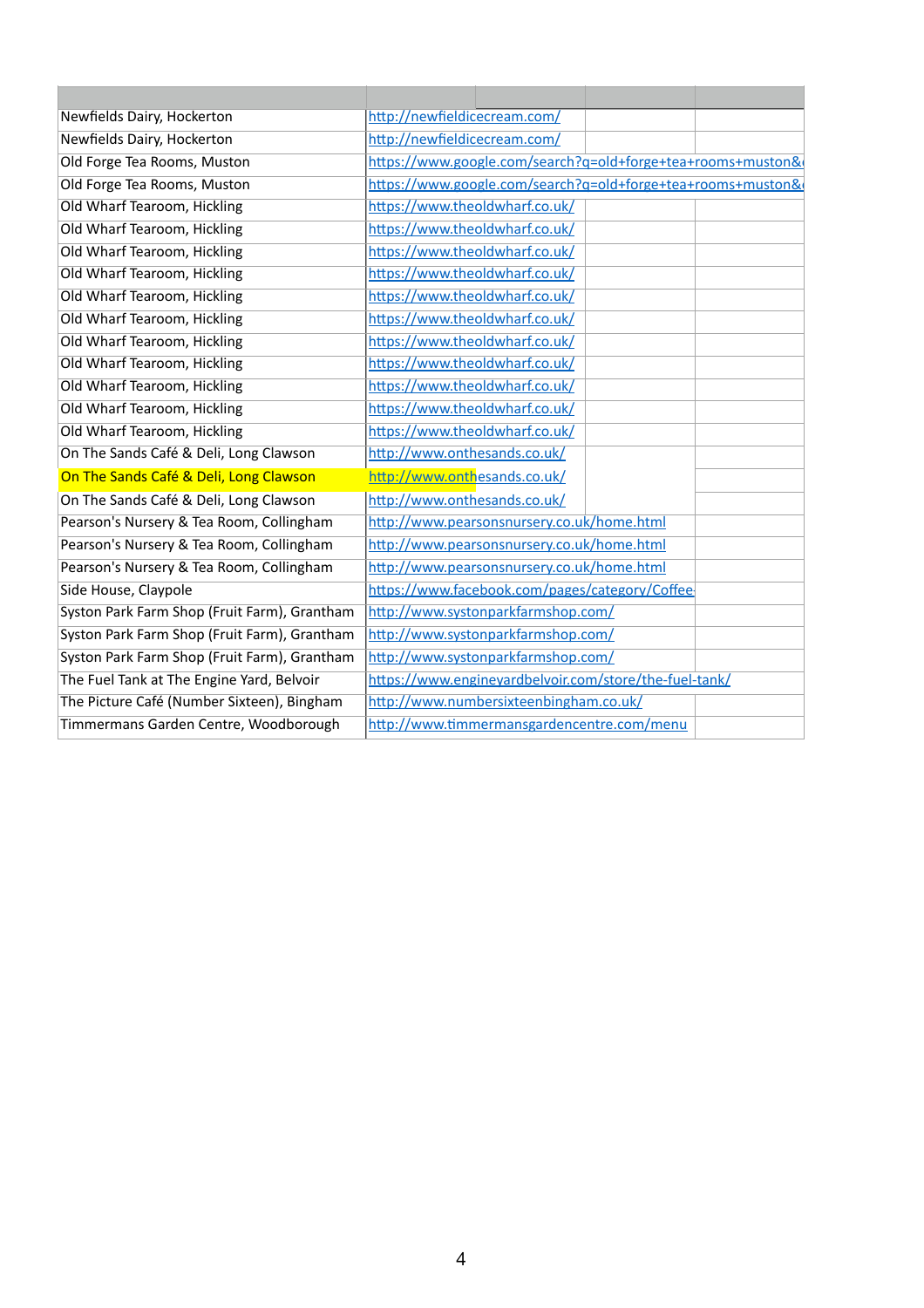| | | | | |
|---|---|---|---|---|
| Newfields Dairy, Hockerton | http://newfieldicecream.com/ | | | |
| Newfields Dairy, Hockerton | http://newfieldicecream.com/ | | | |
| Old Forge Tea Rooms, Muston | https://www.google.com/search?q=old+forge+tea+rooms+muston& | | | |
| Old Forge Tea Rooms, Muston | https://www.google.com/search?q=old+forge+tea+rooms+muston& | | | |
| Old Wharf Tearoom, Hickling | https://www.theoldwharf.co.uk/ | | | |
| Old Wharf Tearoom, Hickling | https://www.theoldwharf.co.uk/ | | | |
| Old Wharf Tearoom, Hickling | https://www.theoldwharf.co.uk/ | | | |
| Old Wharf Tearoom, Hickling | https://www.theoldwharf.co.uk/ | | | |
| Old Wharf Tearoom, Hickling | https://www.theoldwharf.co.uk/ | | | |
| Old Wharf Tearoom, Hickling | https://www.theoldwharf.co.uk/ | | | |
| Old Wharf Tearoom, Hickling | https://www.theoldwharf.co.uk/ | | | |
| Old Wharf Tearoom, Hickling | https://www.theoldwharf.co.uk/ | | | |
| Old Wharf Tearoom, Hickling | https://www.theoldwharf.co.uk/ | | | |
| Old Wharf Tearoom, Hickling | https://www.theoldwharf.co.uk/ | | | |
| Old Wharf Tearoom, Hickling | https://www.theoldwharf.co.uk/ | | | |
| On The Sands Café & Deli, Long Clawson | http://www.onthesands.co.uk/ | | | |
| On The Sands Café & Deli, Long Clawson | http://www.onthesands.co.uk/ | | | |
| On The Sands Café & Deli, Long Clawson | http://www.onthesands.co.uk/ | | | |
| Pearson's Nursery & Tea Room, Collingham | http://www.pearsonsnursery.co.uk/home.html | | | |
| Pearson's Nursery & Tea Room, Collingham | http://www.pearsonsnursery.co.uk/home.html | | | |
| Pearson's Nursery & Tea Room, Collingham | http://www.pearsonsnursery.co.uk/home.html | | | |
| Side House, Claypole | https://www.facebook.com/pages/category/Coffee | | | |
| Syston Park Farm Shop (Fruit Farm), Grantham | http://www.systonparkfarmshop.com/ | | | |
| Syston Park Farm Shop (Fruit Farm), Grantham | http://www.systonparkfarmshop.com/ | | | |
| Syston Park Farm Shop (Fruit Farm), Grantham | http://www.systonparkfarmshop.com/ | | | |
| The Fuel Tank at The Engine Yard, Belvoir | https://www.engineyardbelvoir.com/store/the-fuel-tank/ | | | |
| The Picture Café (Number Sixteen), Bingham | http://www.numbersixteenbingham.co.uk/ | | | |
| Timmermans Garden Centre, Woodborough | http://www.timmermansgardencentre.com/menu | | | |